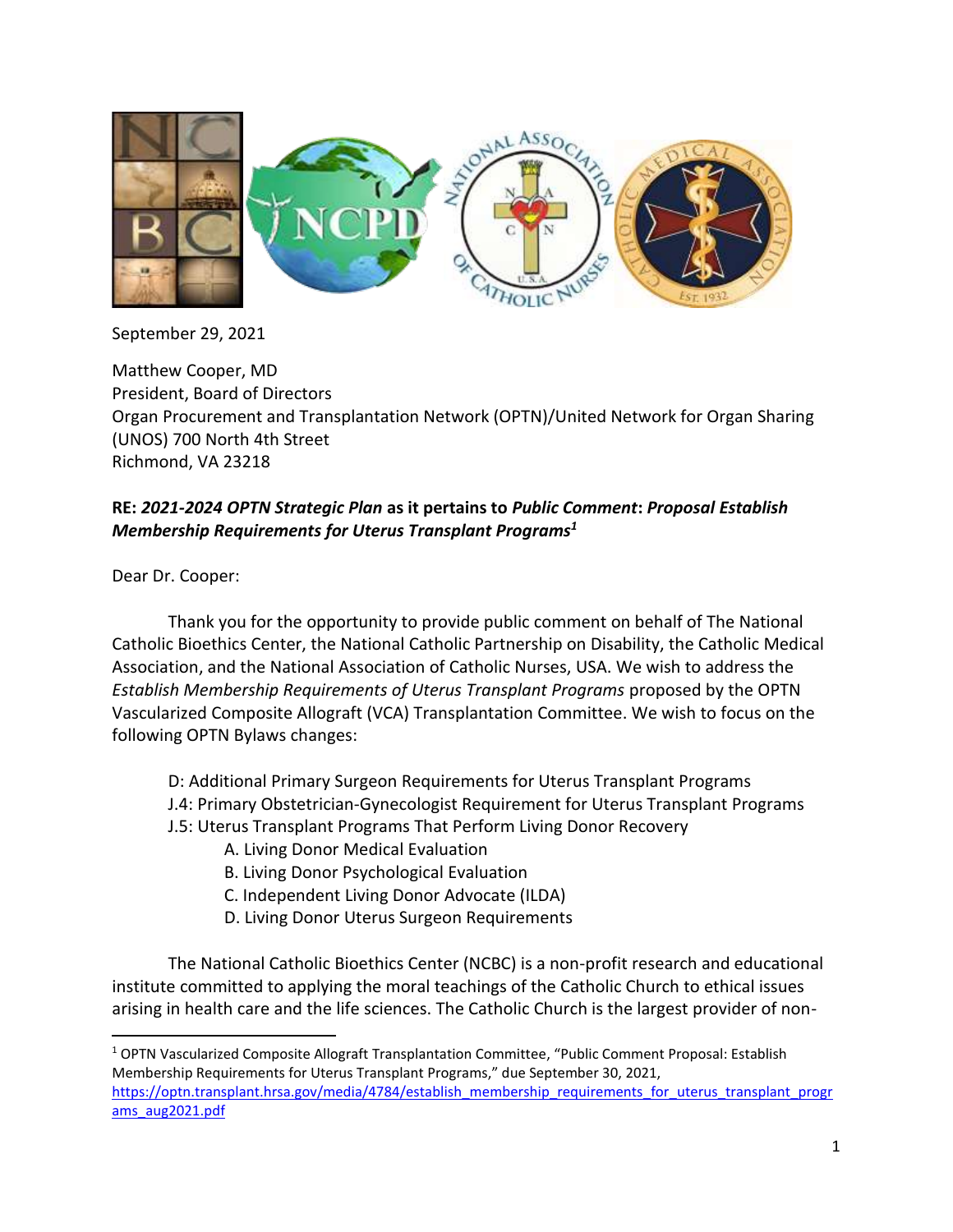September 29, 2021

Matthew Cooper, MD
President, Board of Directors
Organ Procurement and Transplantation Network (OPTN)/United Network for Organ Sharing (UNOS) 700 North 4th Street
Richmond, VA 23218

**RE: *2021-2024 OPTN Strategic Plan* as it pertains to *Public Comment*: *Proposal Establish Membership Requirements for Uterus Transplant Programs*[1]**

Dear Dr. Cooper:

Thank you for the opportunity to provide public comment on behalf of The National Catholic Bioethics Center, the National Catholic Partnership on Disability, the Catholic Medical Association, and the National Association of Catholic Nurses, USA. We wish to address the *Establish Membership Requirements of Uterus Transplant Programs* proposed by the OPTN Vascularized Composite Allograft (VCA) Transplantation Committee. We wish to focus on the following OPTN Bylaws changes:

- D: Additional Primary Surgeon Requirements for Uterus Transplant Programs
- J.4: Primary Obstetrician-Gynecologist Requirement for Uterus Transplant Programs
- J.5: Uterus Transplant Programs That Perform Living Donor Recovery
  - A. Living Donor Medical Evaluation
  - B. Living Donor Psychological Evaluation
  - C. Independent Living Donor Advocate (ILDA)
  - D. Living Donor Uterus Surgeon Requirements

The National Catholic Bioethics Center (NCBC) is a non-profit research and educational institute committed to applying the moral teachings of the Catholic Church to ethical issues arising in health care and the life sciences. The Catholic Church is the largest provider of non-

---

[1] OPTN Vascularized Composite Allograft Transplantation Committee, "Public Comment Proposal: Establish Membership Requirements for Uterus Transplant Programs," due September 30, 2021, https://optn.transplant.hrsa.gov/media/4784/establish_membership_requirements_for_uterus_transplant_programs_aug2021.pdf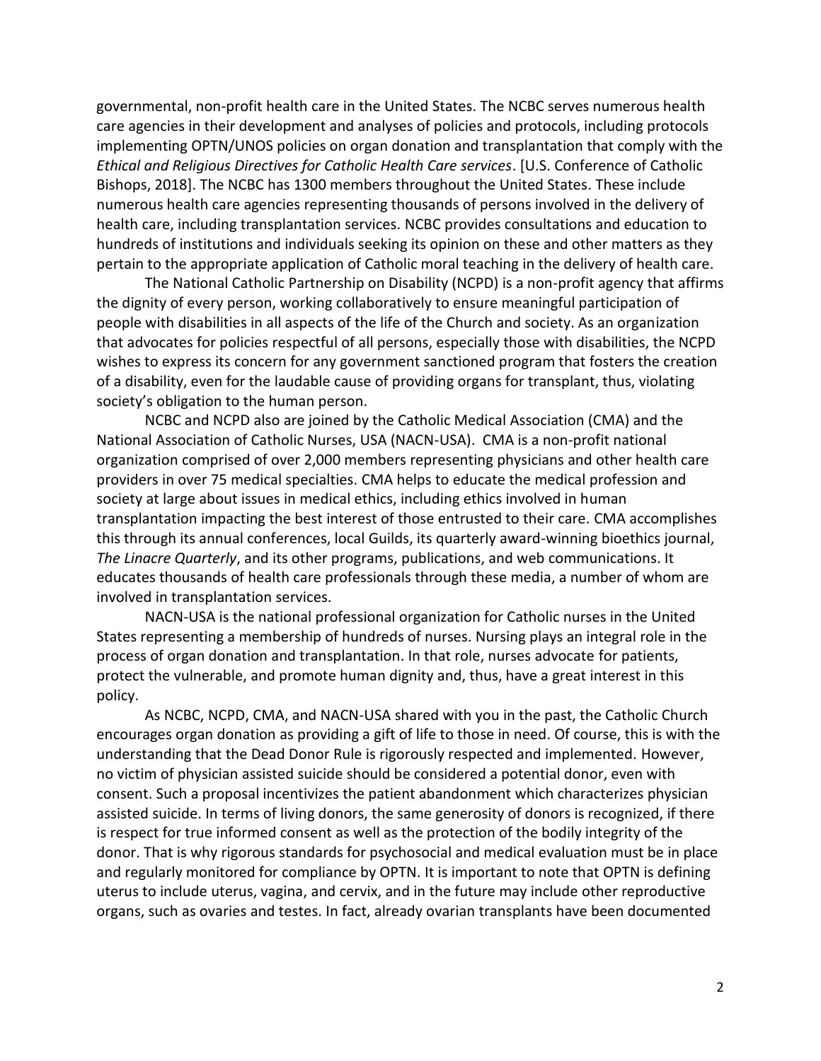governmental, non-profit health care in the United States. The NCBC serves numerous health care agencies in their development and analyses of policies and protocols, including protocols implementing OPTN/UNOS policies on organ donation and transplantation that comply with the *Ethical and Religious Directives for Catholic Health Care services*. [U.S. Conference of Catholic Bishops, 2018]. The NCBC has 1300 members throughout the United States. These include numerous health care agencies representing thousands of persons involved in the delivery of health care, including transplantation services. NCBC provides consultations and education to hundreds of institutions and individuals seeking its opinion on these and other matters as they pertain to the appropriate application of Catholic moral teaching in the delivery of health care.

The National Catholic Partnership on Disability (NCPD) is a non-profit agency that affirms the dignity of every person, working collaboratively to ensure meaningful participation of people with disabilities in all aspects of the life of the Church and society. As an organization that advocates for policies respectful of all persons, especially those with disabilities, the NCPD wishes to express its concern for any government sanctioned program that fosters the creation of a disability, even for the laudable cause of providing organs for transplant, thus, violating society's obligation to the human person.

NCBC and NCPD also are joined by the Catholic Medical Association (CMA) and the National Association of Catholic Nurses, USA (NACN-USA). CMA is a non-profit national organization comprised of over 2,000 members representing physicians and other health care providers in over 75 medical specialties. CMA helps to educate the medical profession and society at large about issues in medical ethics, including ethics involved in human transplantation impacting the best interest of those entrusted to their care. CMA accomplishes this through its annual conferences, local Guilds, its quarterly award-winning bioethics journal, *The Linacre Quarterly*, and its other programs, publications, and web communications. It educates thousands of health care professionals through these media, a number of whom are involved in transplantation services.

NACN-USA is the national professional organization for Catholic nurses in the United States representing a membership of hundreds of nurses. Nursing plays an integral role in the process of organ donation and transplantation. In that role, nurses advocate for patients, protect the vulnerable, and promote human dignity and, thus, have a great interest in this policy.

As NCBC, NCPD, CMA, and NACN-USA shared with you in the past, the Catholic Church encourages organ donation as providing a gift of life to those in need. Of course, this is with the understanding that the Dead Donor Rule is rigorously respected and implemented. However, no victim of physician assisted suicide should be considered a potential donor, even with consent. Such a proposal incentivizes the patient abandonment which characterizes physician assisted suicide. In terms of living donors, the same generosity of donors is recognized, if there is respect for true informed consent as well as the protection of the bodily integrity of the donor. That is why rigorous standards for psychosocial and medical evaluation must be in place and regularly monitored for compliance by OPTN. It is important to note that OPTN is defining uterus to include uterus, vagina, and cervix, and in the future may include other reproductive organs, such as ovaries and testes. In fact, already ovarian transplants have been documented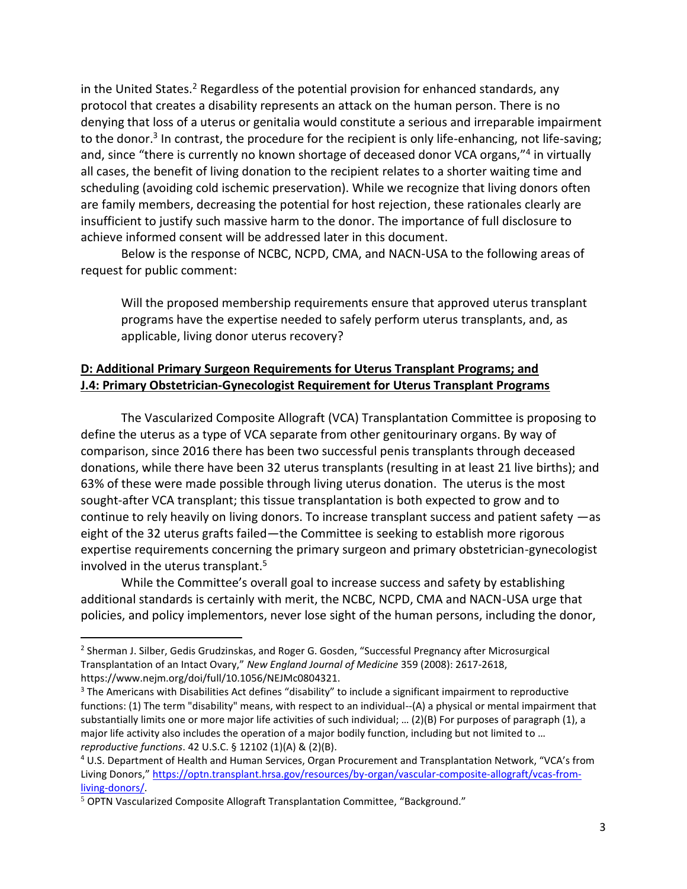in the United States.[2] Regardless of the potential provision for enhanced standards, any protocol that creates a disability represents an attack on the human person. There is no denying that loss of a uterus or genitalia would constitute a serious and irreparable impairment to the donor.[3] In contrast, the procedure for the recipient is only life-enhancing, not life-saving; and, since "there is currently no known shortage of deceased donor VCA organs,"[4] in virtually all cases, the benefit of living donation to the recipient relates to a shorter waiting time and scheduling (avoiding cold ischemic preservation). While we recognize that living donors often are family members, decreasing the potential for host rejection, these rationales clearly are insufficient to justify such massive harm to the donor. The importance of full disclosure to achieve informed consent will be addressed later in this document.

Below is the response of NCBC, NCPD, CMA, and NACN-USA to the following areas of request for public comment:

> Will the proposed membership requirements ensure that approved uterus transplant programs have the expertise needed to safely perform uterus transplants, and, as applicable, living donor uterus recovery?

**D: Additional Primary Surgeon Requirements for Uterus Transplant Programs; and**
**J.4: Primary Obstetrician-Gynecologist Requirement for Uterus Transplant Programs**

The Vascularized Composite Allograft (VCA) Transplantation Committee is proposing to define the uterus as a type of VCA separate from other genitourinary organs. By way of comparison, since 2016 there has been two successful penis transplants through deceased donations, while there have been 32 uterus transplants (resulting in at least 21 live births); and 63% of these were made possible through living uterus donation. The uterus is the most sought-after VCA transplant; this tissue transplantation is both expected to grow and to continue to rely heavily on living donors. To increase transplant success and patient safety —as eight of the 32 uterus grafts failed—the Committee is seeking to establish more rigorous expertise requirements concerning the primary surgeon and primary obstetrician-gynecologist involved in the uterus transplant.[5]

While the Committee's overall goal to increase success and safety by establishing additional standards is certainly with merit, the NCBC, NCPD, CMA and NACN-USA urge that policies, and policy implementors, never lose sight of the human persons, including the donor,

---

[2] Sherman J. Silber, Gedis Grudzinskas, and Roger G. Gosden, "Successful Pregnancy after Microsurgical Transplantation of an Intact Ovary," *New England Journal of Medicine* 359 (2008): 2617-2618, https://www.nejm.org/doi/full/10.1056/NEJMc0804321.

[3] The Americans with Disabilities Act defines "disability" to include a significant impairment to reproductive functions: (1) The term "disability" means, with respect to an individual--(A) a physical or mental impairment that substantially limits one or more major life activities of such individual; … (2)(B) For purposes of paragraph (1), a major life activity also includes the operation of a major bodily function, including but not limited to … *reproductive functions*. 42 U.S.C. § 12102 (1)(A) & (2)(B).

[4] U.S. Department of Health and Human Services, Organ Procurement and Transplantation Network, "VCA's from Living Donors," https://optn.transplant.hrsa.gov/resources/by-organ/vascular-composite-allograft/vcas-from-living-donors/.

[5] OPTN Vascularized Composite Allograft Transplantation Committee, "Background."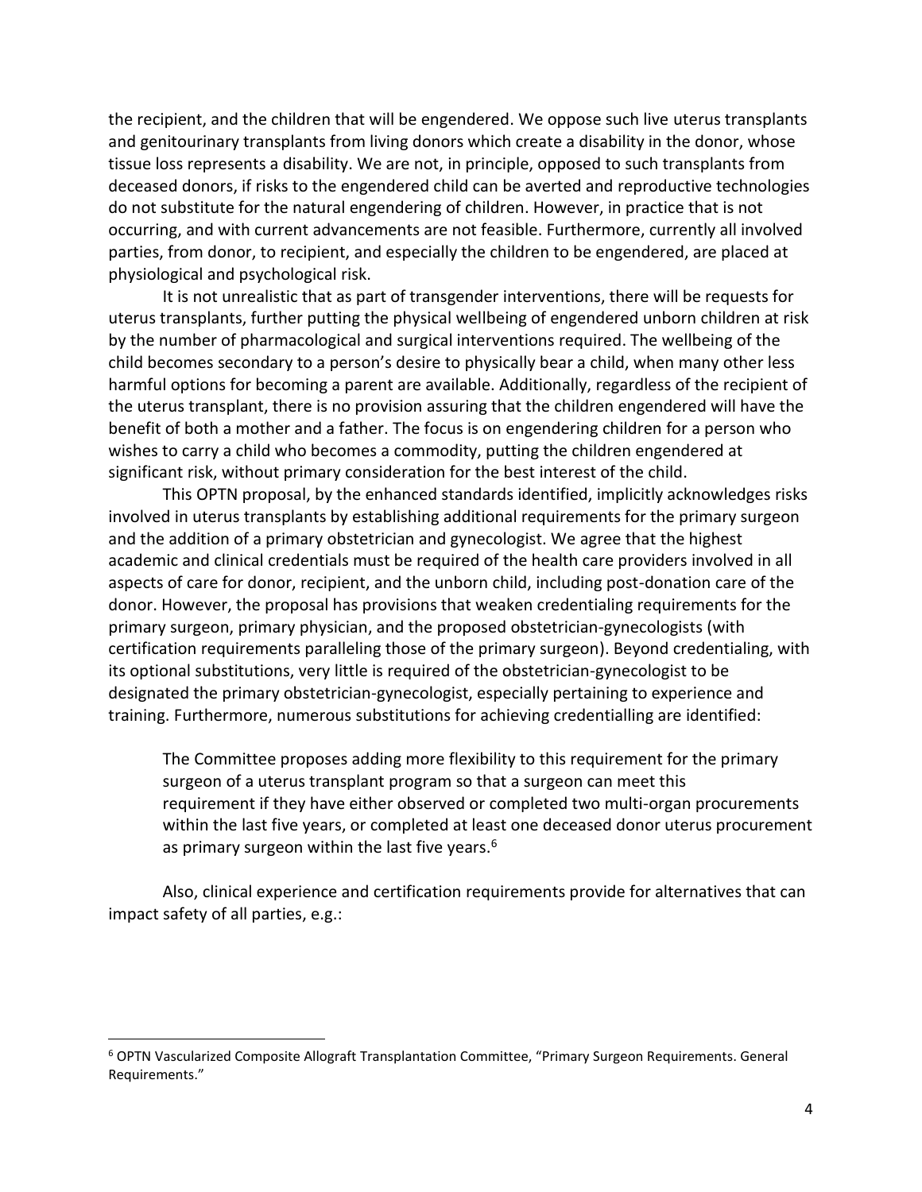the recipient, and the children that will be engendered. We oppose such live uterus transplants and genitourinary transplants from living donors which create a disability in the donor, whose tissue loss represents a disability. We are not, in principle, opposed to such transplants from deceased donors, if risks to the engendered child can be averted and reproductive technologies do not substitute for the natural engendering of children. However, in practice that is not occurring, and with current advancements are not feasible. Furthermore, currently all involved parties, from donor, to recipient, and especially the children to be engendered, are placed at physiological and psychological risk.

It is not unrealistic that as part of transgender interventions, there will be requests for uterus transplants, further putting the physical wellbeing of engendered unborn children at risk by the number of pharmacological and surgical interventions required. The wellbeing of the child becomes secondary to a person's desire to physically bear a child, when many other less harmful options for becoming a parent are available. Additionally, regardless of the recipient of the uterus transplant, there is no provision assuring that the children engendered will have the benefit of both a mother and a father. The focus is on engendering children for a person who wishes to carry a child who becomes a commodity, putting the children engendered at significant risk, without primary consideration for the best interest of the child.

This OPTN proposal, by the enhanced standards identified, implicitly acknowledges risks involved in uterus transplants by establishing additional requirements for the primary surgeon and the addition of a primary obstetrician and gynecologist. We agree that the highest academic and clinical credentials must be required of the health care providers involved in all aspects of care for donor, recipient, and the unborn child, including post-donation care of the donor. However, the proposal has provisions that weaken credentialing requirements for the primary surgeon, primary physician, and the proposed obstetrician-gynecologists (with certification requirements paralleling those of the primary surgeon). Beyond credentialing, with its optional substitutions, very little is required of the obstetrician-gynecologist to be designated the primary obstetrician-gynecologist, especially pertaining to experience and training. Furthermore, numerous substitutions for achieving credentialling are identified:

> The Committee proposes adding more flexibility to this requirement for the primary surgeon of a uterus transplant program so that a surgeon can meet this requirement if they have either observed or completed two multi-organ procurements within the last five years, or completed at least one deceased donor uterus procurement as primary surgeon within the last five years.[6]

Also, clinical experience and certification requirements provide for alternatives that can impact safety of all parties, e.g.:

[6] OPTN Vascularized Composite Allograft Transplantation Committee, "Primary Surgeon Requirements. General Requirements."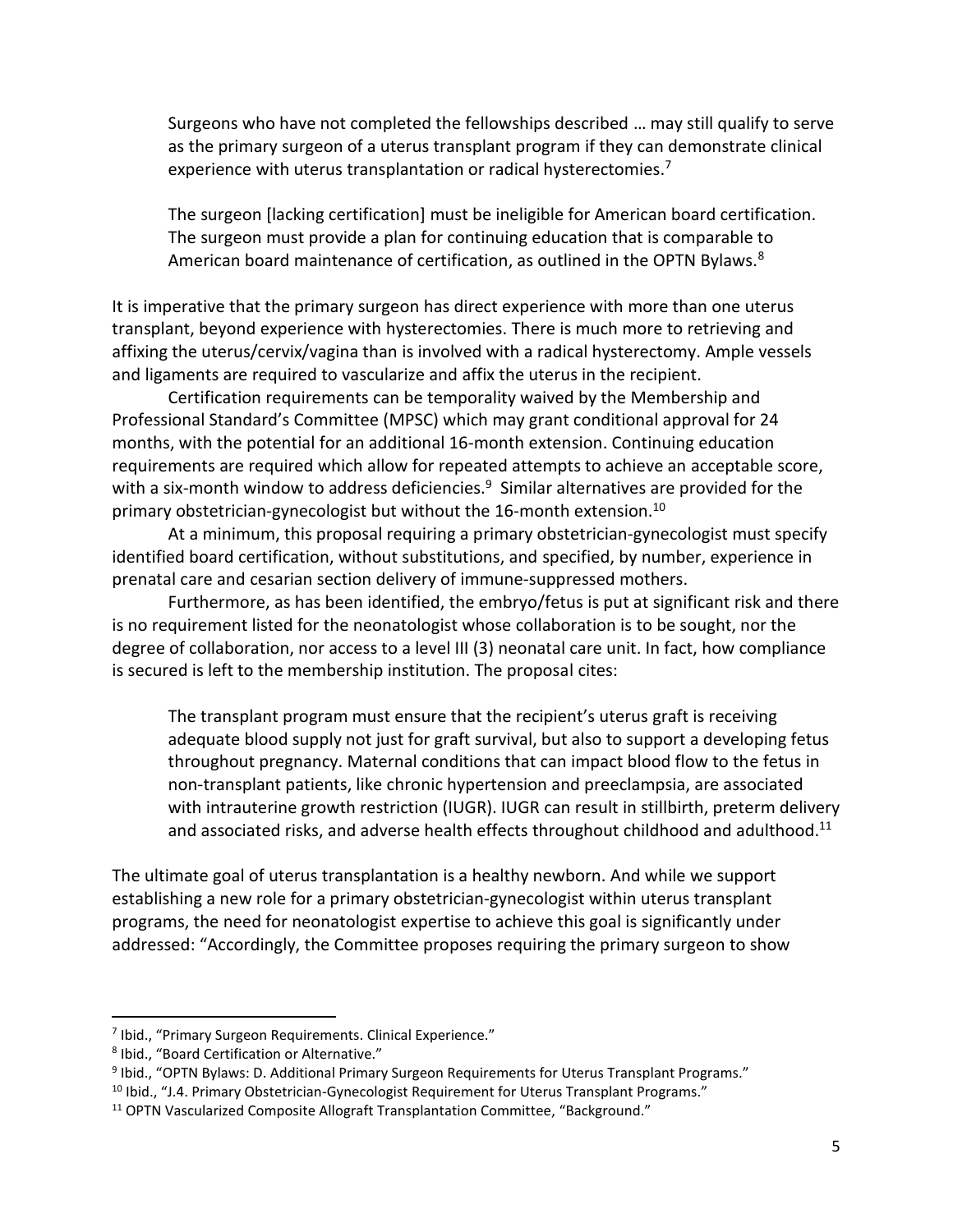> Surgeons who have not completed the fellowships described … may still qualify to serve as the primary surgeon of a uterus transplant program if they can demonstrate clinical experience with uterus transplantation or radical hysterectomies.[7]
>
> The surgeon [lacking certification] must be ineligible for American board certification. The surgeon must provide a plan for continuing education that is comparable to American board maintenance of certification, as outlined in the OPTN Bylaws.[8]

It is imperative that the primary surgeon has direct experience with more than one uterus transplant, beyond experience with hysterectomies. There is much more to retrieving and affixing the uterus/cervix/vagina than is involved with a radical hysterectomy. Ample vessels and ligaments are required to vascularize and affix the uterus in the recipient.

Certification requirements can be temporality waived by the Membership and Professional Standard's Committee (MPSC) which may grant conditional approval for 24 months, with the potential for an additional 16-month extension. Continuing education requirements are required which allow for repeated attempts to achieve an acceptable score, with a six-month window to address deficiencies.[9] Similar alternatives are provided for the primary obstetrician-gynecologist but without the 16-month extension.[10]

At a minimum, this proposal requiring a primary obstetrician-gynecologist must specify identified board certification, without substitutions, and specified, by number, experience in prenatal care and cesarian section delivery of immune-suppressed mothers.

Furthermore, as has been identified, the embryo/fetus is put at significant risk and there is no requirement listed for the neonatologist whose collaboration is to be sought, nor the degree of collaboration, nor access to a level III (3) neonatal care unit. In fact, how compliance is secured is left to the membership institution. The proposal cites:

> The transplant program must ensure that the recipient's uterus graft is receiving adequate blood supply not just for graft survival, but also to support a developing fetus throughout pregnancy. Maternal conditions that can impact blood flow to the fetus in non-transplant patients, like chronic hypertension and preeclampsia, are associated with intrauterine growth restriction (IUGR). IUGR can result in stillbirth, preterm delivery and associated risks, and adverse health effects throughout childhood and adulthood.[11]

The ultimate goal of uterus transplantation is a healthy newborn. And while we support establishing a new role for a primary obstetrician-gynecologist within uterus transplant programs, the need for neonatologist expertise to achieve this goal is significantly under addressed: "Accordingly, the Committee proposes requiring the primary surgeon to show

---

[7] Ibid., "Primary Surgeon Requirements. Clinical Experience."

[8] Ibid., "Board Certification or Alternative."

[9] Ibid., "OPTN Bylaws: D. Additional Primary Surgeon Requirements for Uterus Transplant Programs."

[10] Ibid., "J.4. Primary Obstetrician-Gynecologist Requirement for Uterus Transplant Programs."

[11] OPTN Vascularized Composite Allograft Transplantation Committee, "Background."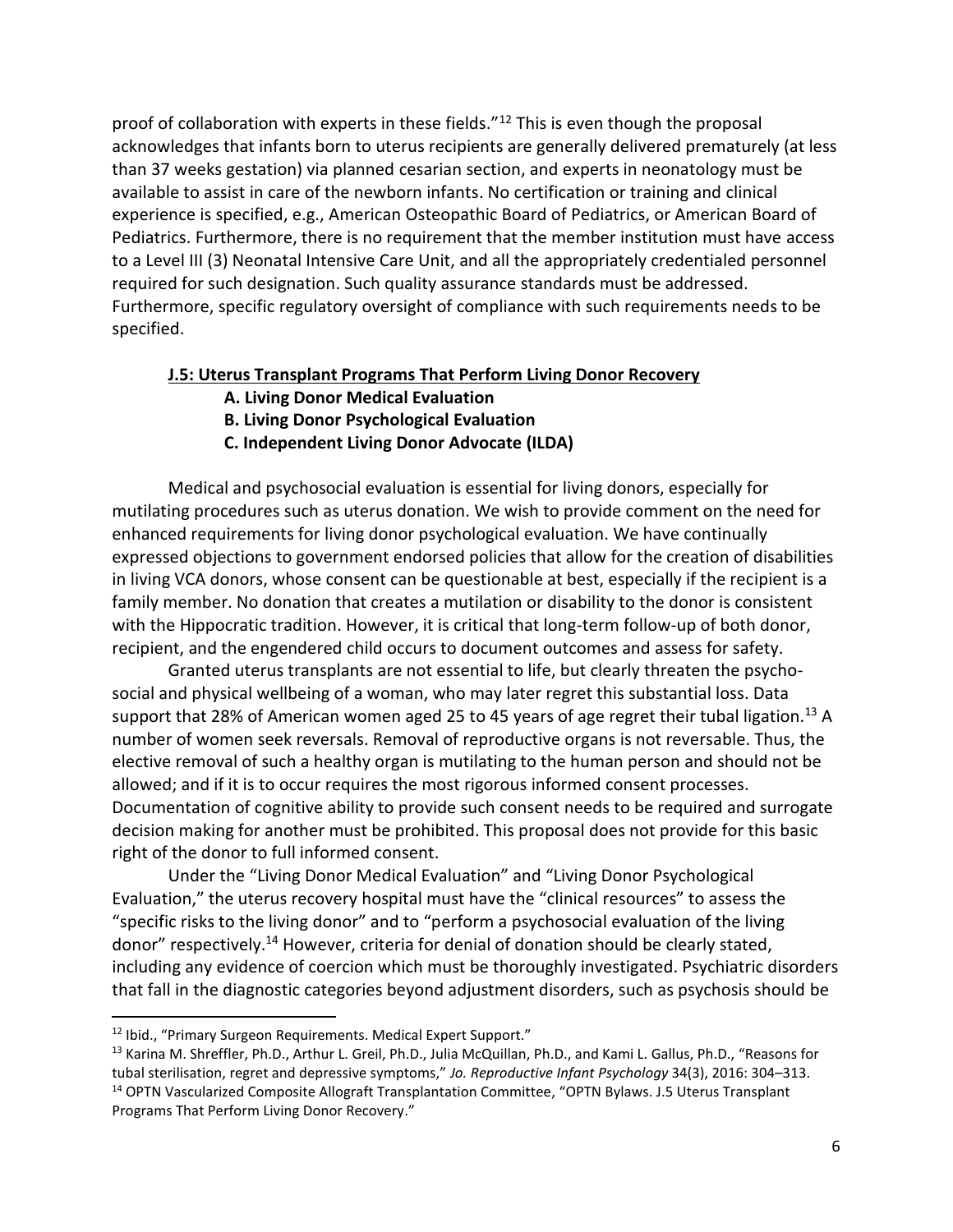proof of collaboration with experts in these fields."[12] This is even though the proposal acknowledges that infants born to uterus recipients are generally delivered prematurely (at less than 37 weeks gestation) via planned cesarian section, and experts in neonatology must be available to assist in care of the newborn infants. No certification or training and clinical experience is specified, e.g., American Osteopathic Board of Pediatrics, or American Board of Pediatrics. Furthermore, there is no requirement that the member institution must have access to a Level III (3) Neonatal Intensive Care Unit, and all the appropriately credentialed personnel required for such designation. Such quality assurance standards must be addressed. Furthermore, specific regulatory oversight of compliance with such requirements needs to be specified.

**<u>J.5: Uterus Transplant Programs That Perform Living Donor Recovery</u>**

**A. Living Donor Medical Evaluation**
**B. Living Donor Psychological Evaluation**
**C. Independent Living Donor Advocate (ILDA)**

Medical and psychosocial evaluation is essential for living donors, especially for mutilating procedures such as uterus donation. We wish to provide comment on the need for enhanced requirements for living donor psychological evaluation. We have continually expressed objections to government endorsed policies that allow for the creation of disabilities in living VCA donors, whose consent can be questionable at best, especially if the recipient is a family member. No donation that creates a mutilation or disability to the donor is consistent with the Hippocratic tradition. However, it is critical that long-term follow-up of both donor, recipient, and the engendered child occurs to document outcomes and assess for safety.

Granted uterus transplants are not essential to life, but clearly threaten the psycho-social and physical wellbeing of a woman, who may later regret this substantial loss. Data support that 28% of American women aged 25 to 45 years of age regret their tubal ligation.[13] A number of women seek reversals. Removal of reproductive organs is not reversable. Thus, the elective removal of such a healthy organ is mutilating to the human person and should not be allowed; and if it is to occur requires the most rigorous informed consent processes. Documentation of cognitive ability to provide such consent needs to be required and surrogate decision making for another must be prohibited. This proposal does not provide for this basic right of the donor to full informed consent.

Under the "Living Donor Medical Evaluation" and "Living Donor Psychological Evaluation," the uterus recovery hospital must have the "clinical resources" to assess the "specific risks to the living donor" and to "perform a psychosocial evaluation of the living donor" respectively.[14] However, criteria for denial of donation should be clearly stated, including any evidence of coercion which must be thoroughly investigated. Psychiatric disorders that fall in the diagnostic categories beyond adjustment disorders, such as psychosis should be

---

[12] Ibid., "Primary Surgeon Requirements. Medical Expert Support."

[13] Karina M. Shreffler, Ph.D., Arthur L. Greil, Ph.D., Julia McQuillan, Ph.D., and Kami L. Gallus, Ph.D., "Reasons for tubal sterilisation, regret and depressive symptoms," *Jo. Reproductive Infant Psychology* 34(3), 2016: 304–313.

[14] OPTN Vascularized Composite Allograft Transplantation Committee, "OPTN Bylaws. J.5 Uterus Transplant Programs That Perform Living Donor Recovery."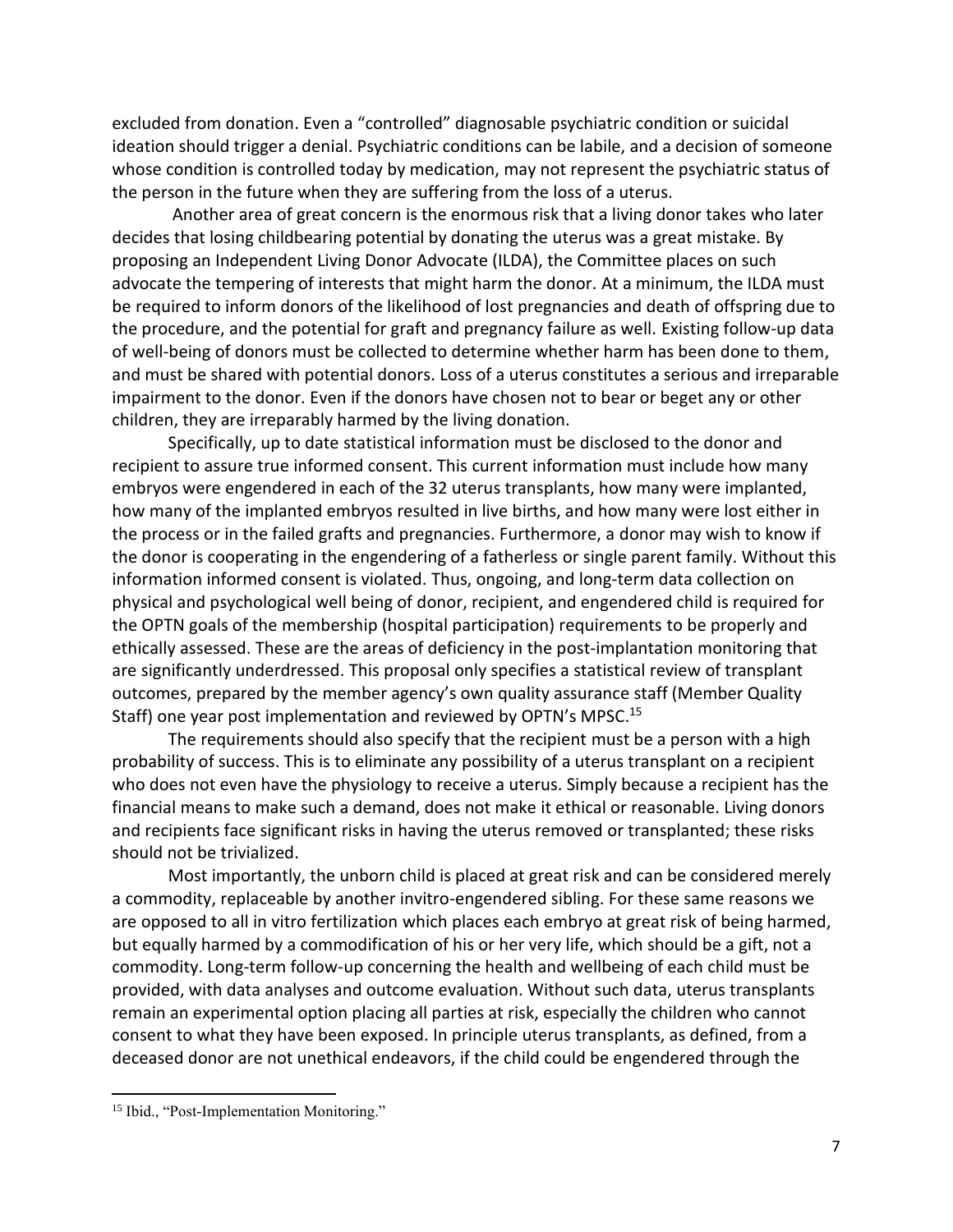excluded from donation. Even a "controlled" diagnosable psychiatric condition or suicidal ideation should trigger a denial. Psychiatric conditions can be labile, and a decision of someone whose condition is controlled today by medication, may not represent the psychiatric status of the person in the future when they are suffering from the loss of a uterus.

Another area of great concern is the enormous risk that a living donor takes who later decides that losing childbearing potential by donating the uterus was a great mistake. By proposing an Independent Living Donor Advocate (ILDA), the Committee places on such advocate the tempering of interests that might harm the donor. At a minimum, the ILDA must be required to inform donors of the likelihood of lost pregnancies and death of offspring due to the procedure, and the potential for graft and pregnancy failure as well. Existing follow-up data of well-being of donors must be collected to determine whether harm has been done to them, and must be shared with potential donors. Loss of a uterus constitutes a serious and irreparable impairment to the donor. Even if the donors have chosen not to bear or beget any or other children, they are irreparably harmed by the living donation.

Specifically, up to date statistical information must be disclosed to the donor and recipient to assure true informed consent. This current information must include how many embryos were engendered in each of the 32 uterus transplants, how many were implanted, how many of the implanted embryos resulted in live births, and how many were lost either in the process or in the failed grafts and pregnancies. Furthermore, a donor may wish to know if the donor is cooperating in the engendering of a fatherless or single parent family. Without this information informed consent is violated. Thus, ongoing, and long-term data collection on physical and psychological well being of donor, recipient, and engendered child is required for the OPTN goals of the membership (hospital participation) requirements to be properly and ethically assessed. These are the areas of deficiency in the post-implantation monitoring that are significantly underdressed. This proposal only specifies a statistical review of transplant outcomes, prepared by the member agency's own quality assurance staff (Member Quality Staff) one year post implementation and reviewed by OPTN's MPSC.[15]

The requirements should also specify that the recipient must be a person with a high probability of success. This is to eliminate any possibility of a uterus transplant on a recipient who does not even have the physiology to receive a uterus. Simply because a recipient has the financial means to make such a demand, does not make it ethical or reasonable. Living donors and recipients face significant risks in having the uterus removed or transplanted; these risks should not be trivialized.

Most importantly, the unborn child is placed at great risk and can be considered merely a commodity, replaceable by another invitro-engendered sibling. For these same reasons we are opposed to all in vitro fertilization which places each embryo at great risk of being harmed, but equally harmed by a commodification of his or her very life, which should be a gift, not a commodity. Long-term follow-up concerning the health and wellbeing of each child must be provided, with data analyses and outcome evaluation. Without such data, uterus transplants remain an experimental option placing all parties at risk, especially the children who cannot consent to what they have been exposed. In principle uterus transplants, as defined, from a deceased donor are not unethical endeavors, if the child could be engendered through the

---

[15] Ibid., "Post-Implementation Monitoring."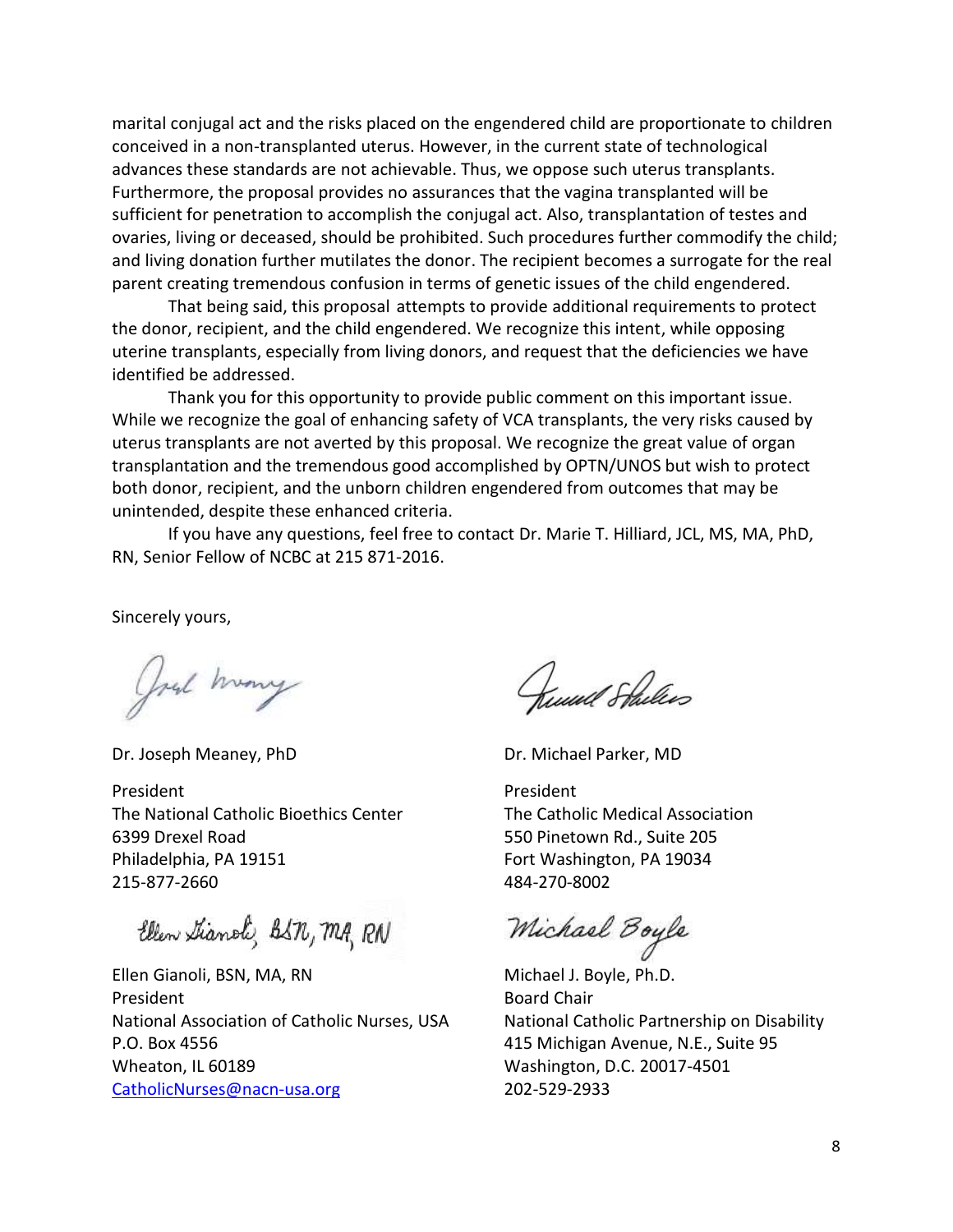marital conjugal act and the risks placed on the engendered child are proportionate to children conceived in a non-transplanted uterus. However, in the current state of technological advances these standards are not achievable. Thus, we oppose such uterus transplants. Furthermore, the proposal provides no assurances that the vagina transplanted will be sufficient for penetration to accomplish the conjugal act. Also, transplantation of testes and ovaries, living or deceased, should be prohibited. Such procedures further commodify the child; and living donation further mutilates the donor. The recipient becomes a surrogate for the real parent creating tremendous confusion in terms of genetic issues of the child engendered.

That being said, this proposal attempts to provide additional requirements to protect the donor, recipient, and the child engendered. We recognize this intent, while opposing uterine transplants, especially from living donors, and request that the deficiencies we have identified be addressed.

Thank you for this opportunity to provide public comment on this important issue. While we recognize the goal of enhancing safety of VCA transplants, the very risks caused by uterus transplants are not averted by this proposal. We recognize the great value of organ transplantation and the tremendous good accomplished by OPTN/UNOS but wish to protect both donor, recipient, and the unborn children engendered from outcomes that may be unintended, despite these enhanced criteria.

If you have any questions, feel free to contact Dr. Marie T. Hilliard, JCL, MS, MA, PhD, RN, Senior Fellow of NCBC at 215 871-2016.

Sincerely yours,

Dr. Joseph Meaney, PhD

President
The National Catholic Bioethics Center
6399 Drexel Road
Philadelphia, PA 19151
215-877-2660

Dr. Michael Parker, MD

President
The Catholic Medical Association
550 Pinetown Rd., Suite 205
Fort Washington, PA 19034
484-270-8002

Ellen Gianoli, BSN, MA, RN
President
National Association of Catholic Nurses, USA
P.O. Box 4556
Wheaton, IL 60189
CatholicNurses@nacn-usa.org

Michael J. Boyle, Ph.D.
Board Chair
National Catholic Partnership on Disability
415 Michigan Avenue, N.E., Suite 95
Washington, D.C. 20017-4501
202-529-2933